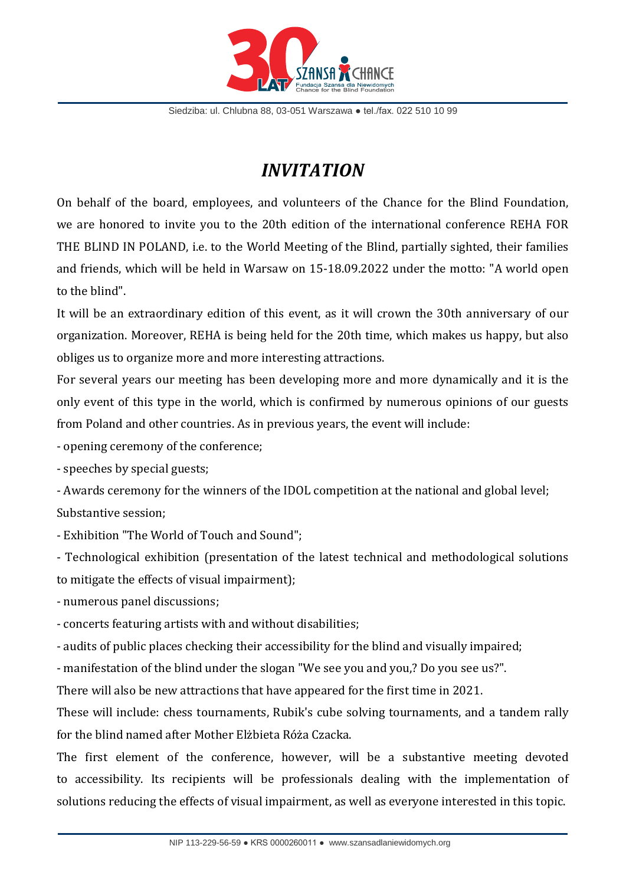# *INVITATION*

On behalf of the board, employees, and volunteers of the Chance for the Blind Foundation, we are honored to invite you to the 20th edition of the international conference REHA FOR THE BLIND IN POLAND, i.e. to the World Meeting of the Blind, partially sighted, their families and friends, which will be held in Warsaw on 15-18.09.2022 under the motto: "A world open to the blind".

It will be an extraordinary edition of this event, as it will crown the 30th anniversary of our organization. Moreover, REHA is being held for the 20th time, which makes us happy, but also obliges us to organize more and more interesting attractions.

For several years our meeting has been developing more and more dynamically and it is the only event of this type in the world, which is confirmed by numerous opinions of our guests from Poland and other countries. As in previous years, the event will include:

- opening ceremony of the conference;
- speeches by special guests;
- Awards ceremony for the winners of the IDOL competition at the national and global level; Substantive session;
- Exhibition "The World of Touch and Sound";
- Technological exhibition (presentation of the latest technical and methodological solutions to mitigate the effects of visual impairment);
- numerous panel discussions;
- concerts featuring artists with and without disabilities;
- audits of public places checking their accessibility for the blind and visually impaired;
- manifestation of the blind under the slogan "We see you and you,? Do you see us?".

There will also be new attractions that have appeared for the first time in 2021.

These will include: chess tournaments, Rubik's cube solving tournaments, and a tandem rally for the blind named after Mother Elżbieta Róża Czacka.

The first element of the conference, however, will be a substantive meeting devoted to accessibility. Its recipients will be professionals dealing with the implementation of solutions reducing the effects of visual impairment, as well as everyone interested in this topic.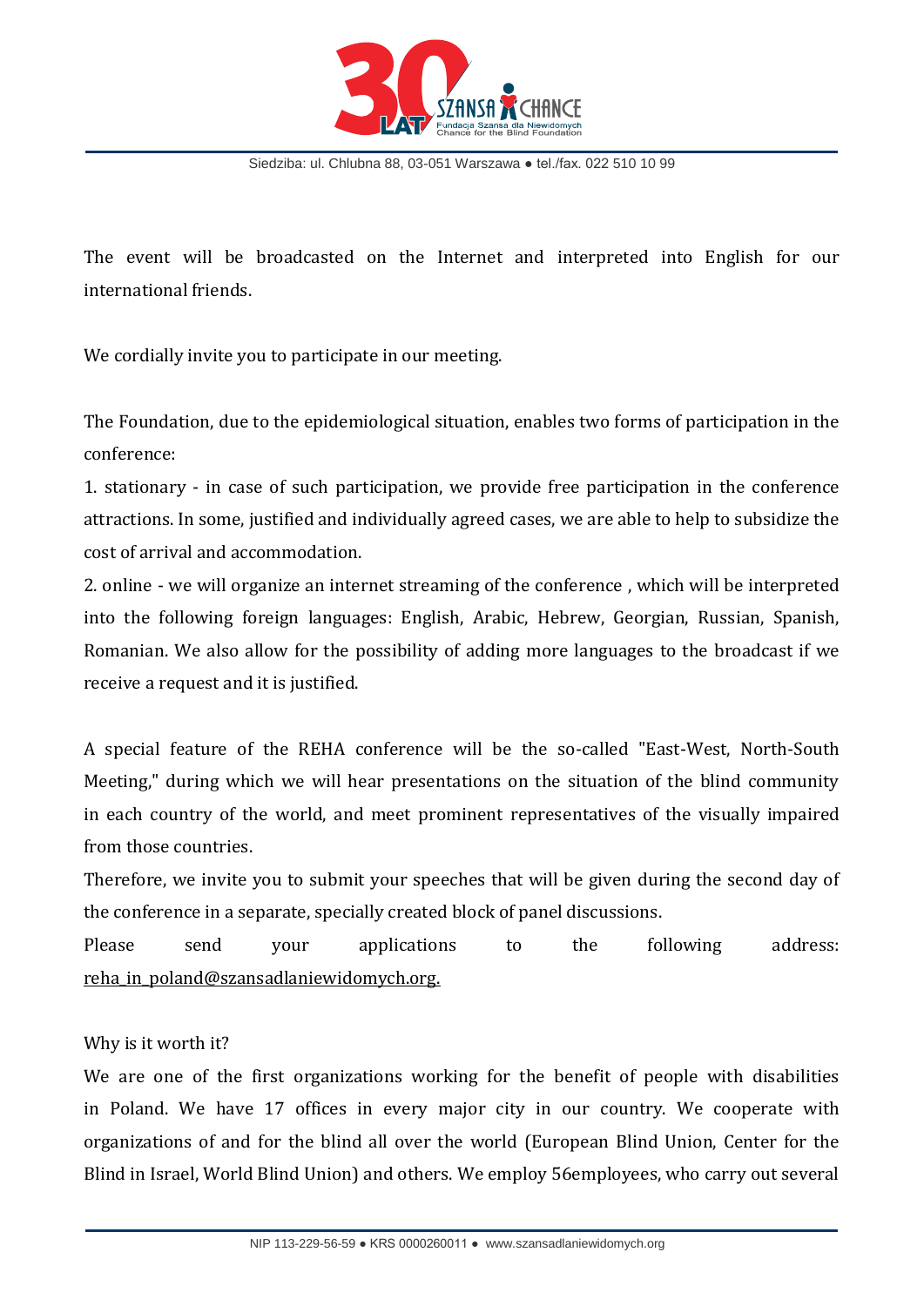The event will be broadcasted on the Internet and interpreted into English for our international friends.

We cordially invite you to participate in our meeting.

The Foundation, due to the epidemiological situation, enables two forms of participation in the conference:

1. stationary - in case of such participation, we provide free participation in the conference attractions. In some, justified and individually agreed cases, we are able to help to subsidize the cost of arrival and accommodation.
2. online - we will organize an internet streaming of the conference , which will be interpreted into the following foreign languages: English, Arabic, Hebrew, Georgian, Russian, Spanish, Romanian. We also allow for the possibility of adding more languages to the broadcast if we receive a request and it is justified.

A special feature of the REHA conference will be the so-called "East-West, North-South Meeting," during which we will hear presentations on the situation of the blind community in each country of the world, and meet prominent representatives of the visually impaired from those countries.

Therefore, we invite you to submit your speeches that will be given during the second day of the conference in a separate, specially created block of panel discussions.

Please send your applications to the following address: reha_in_poland@szansadlaniewidomych.org.

Why is it worth it?

We are one of the first organizations working for the benefit of people with disabilities in Poland. We have 17 offices in every major city in our country. We cooperate with organizations of and for the blind all over the world (European Blind Union, Center for the Blind in Israel, World Blind Union) and others. We employ 56employees, who carry out several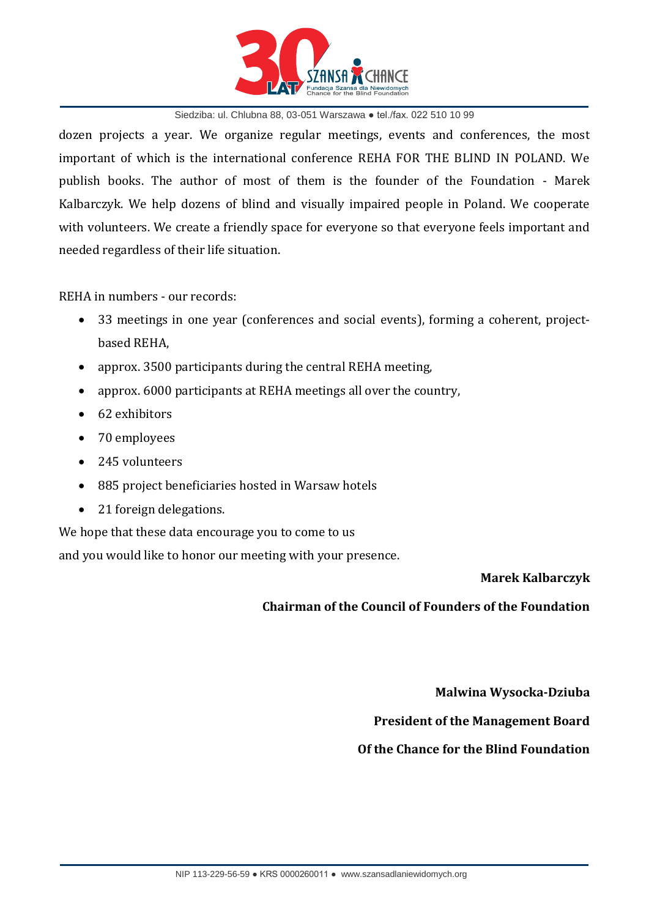dozen projects a year. We organize regular meetings, events and conferences, the most important of which is the international conference REHA FOR THE BLIND IN POLAND. We publish books. The author of most of them is the founder of the Foundation - Marek Kalbarczyk. We help dozens of blind and visually impaired people in Poland. We cooperate with volunteers. We create a friendly space for everyone so that everyone feels important and needed regardless of their life situation.

REHA in numbers - our records:

- 33 meetings in one year (conferences and social events), forming a coherent, project-based REHA,
- approx. 3500 participants during the central REHA meeting,
- approx. 6000 participants at REHA meetings all over the country,
- 62 exhibitors
- 70 employees
- 245 volunteers
- 885 project beneficiaries hosted in Warsaw hotels
- 21 foreign delegations.

We hope that these data encourage you to come to us
and you would like to honor our meeting with your presence.

**Marek Kalbarczyk**

**Chairman of the Council of Founders of the Foundation**

**Malwina Wysocka-Dziuba**

**President of the Management Board**

**Of the Chance for the Blind Foundation**